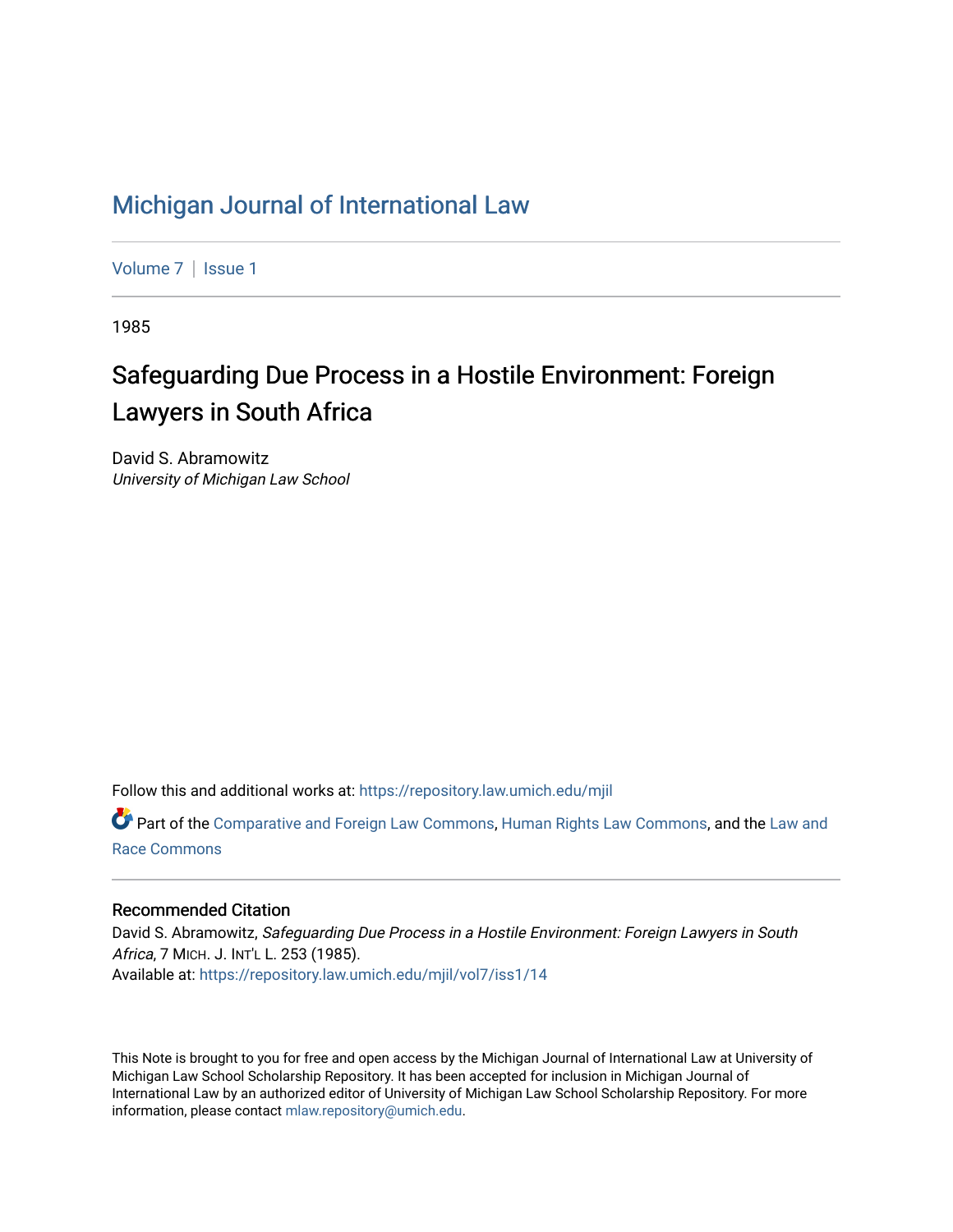# Michigan Journal of International Law

Volume 7 | Issue 1

1985

## Safeguarding Due Process in a Hostile Environment: Foreign Lawyers in South Africa

David S. Abramowitz
*University of Michigan Law School*

Follow this and additional works at: https://repository.law.umich.edu/mjil

Part of the Comparative and Foreign Law Commons, Human Rights Law Commons, and the Law and Race Commons

### Recommended Citation

David S. Abramowitz, *Safeguarding Due Process in a Hostile Environment: Foreign Lawyers in South Africa*, 7 MICH. J. INT'L L. 253 (1985).
Available at: https://repository.law.umich.edu/mjil/vol7/iss1/14

This Note is brought to you for free and open access by the Michigan Journal of International Law at University of Michigan Law School Scholarship Repository. It has been accepted for inclusion in Michigan Journal of International Law by an authorized editor of University of Michigan Law School Scholarship Repository. For more information, please contact mlaw.repository@umich.edu.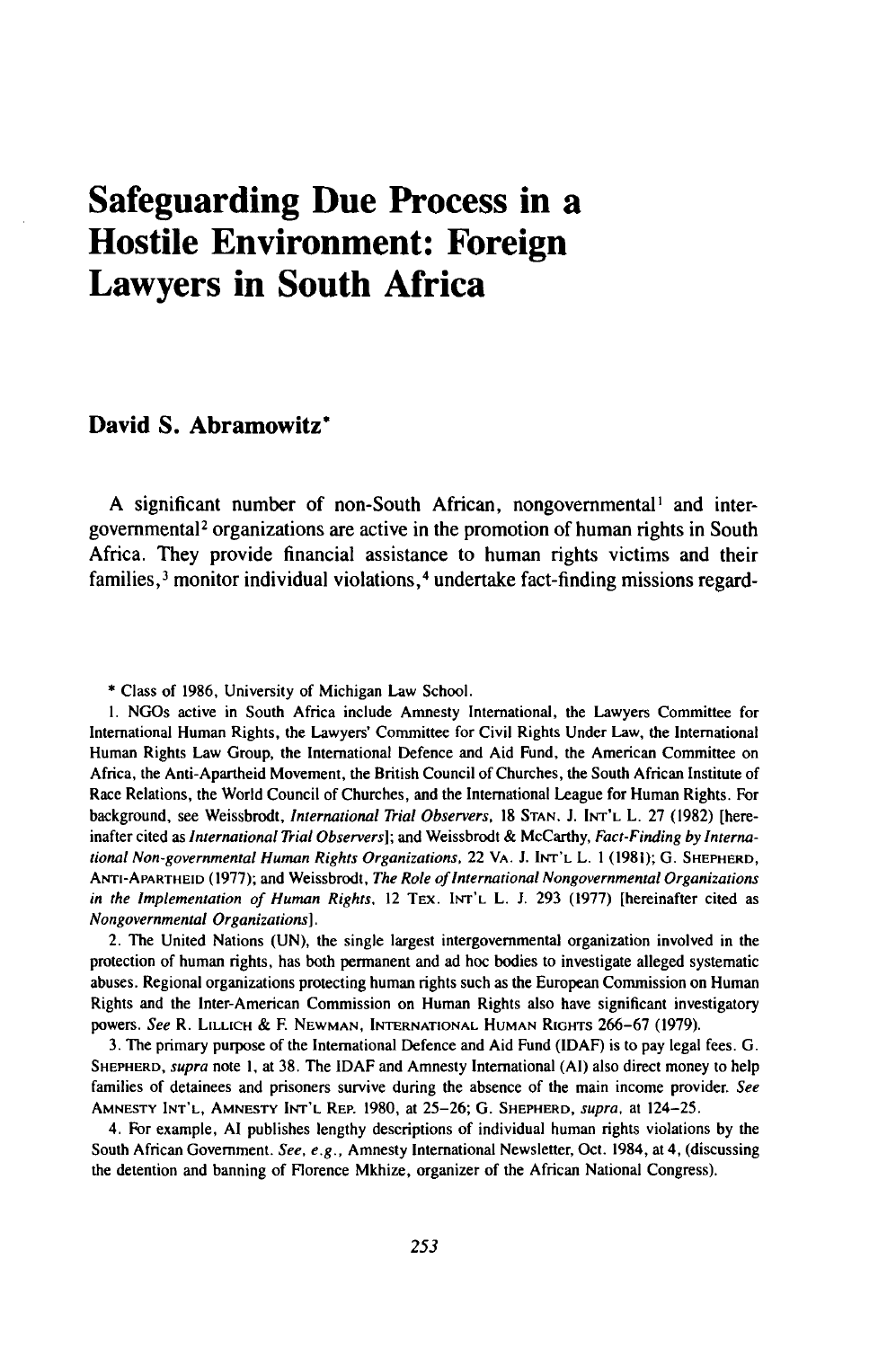# Safeguarding Due Process in a Hostile Environment: Foreign Lawyers in South Africa

**David S. Abramowitz***

A significant number of non-South African, nongovernmental[1] and intergovernmental[2] organizations are active in the promotion of human rights in South Africa. They provide financial assistance to human rights victims and their families,[3] monitor individual violations,[4] undertake fact-finding missions regard-

---

\* Class of 1986, University of Michigan Law School.

1. NGOs active in South Africa include Amnesty International, the Lawyers Committee for International Human Rights, the Lawyers' Committee for Civil Rights Under Law, the International Human Rights Law Group, the International Defence and Aid Fund, the American Committee on Africa, the Anti-Apartheid Movement, the British Council of Churches, the South African Institute of Race Relations, the World Council of Churches, and the International League for Human Rights. For background, see Weissbrodt, *International Trial Observers*, 18 STAN. J. INT'L L. 27 (1982) [hereinafter cited as *International Trial Observers*]; and Weissbrodt & McCarthy, *Fact-Finding by International Non-governmental Human Rights Organizations*, 22 VA. J. INT'L L. 1 (1981); G. SHEPHERD, ANTI-APARTHEID (1977); and Weissbrodt, *The Role of International Nongovernmental Organizations in the Implementation of Human Rights*, 12 TEX. INT'L L. J. 293 (1977) [hereinafter cited as *Nongovernmental Organizations*].

2. The United Nations (UN), the single largest intergovernmental organization involved in the protection of human rights, has both permanent and ad hoc bodies to investigate alleged systematic abuses. Regional organizations protecting human rights such as the European Commission on Human Rights and the Inter-American Commission on Human Rights also have significant investigatory powers. *See* R. LILLICH & F. NEWMAN, INTERNATIONAL HUMAN RIGHTS 266–67 (1979).

3. The primary purpose of the International Defence and Aid Fund (IDAF) is to pay legal fees. G. SHEPHERD, *supra* note 1, at 38. The IDAF and Amnesty International (AI) also direct money to help families of detainees and prisoners survive during the absence of the main income provider. *See* AMNESTY INT'L, AMNESTY INT'L REP. 1980, at 25–26; G. SHEPHERD, *supra*, at 124–25.

4. For example, AI publishes lengthy descriptions of individual human rights violations by the South African Government. *See, e.g.*, Amnesty International Newsletter, Oct. 1984, at 4, (discussing the detention and banning of Florence Mkhize, organizer of the African National Congress).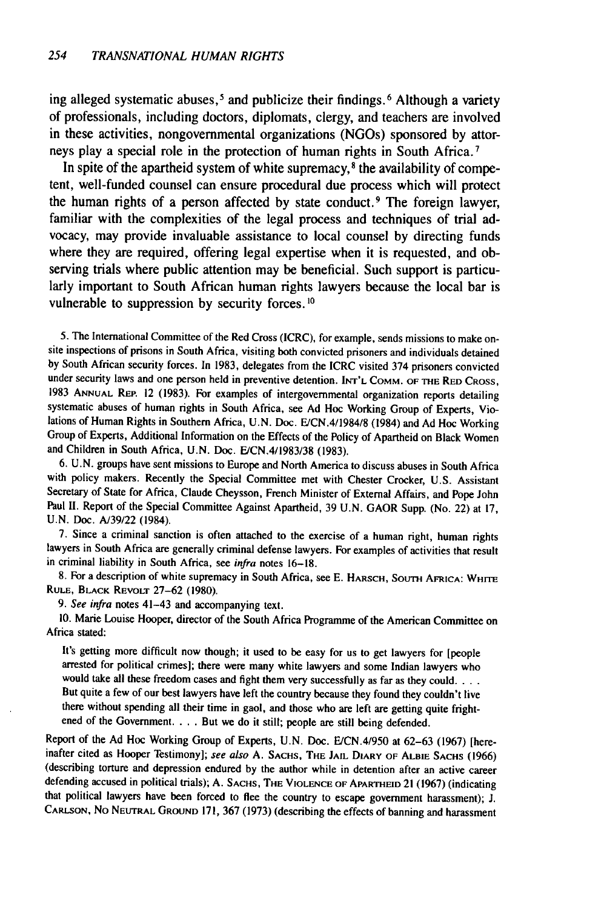ing alleged systematic abuses,[5] and publicize their findings.[6] Although a variety of professionals, including doctors, diplomats, clergy, and teachers are involved in these activities, nongovernmental organizations (NGOs) sponsored by attorneys play a special role in the protection of human rights in South Africa.[7]

In spite of the apartheid system of white supremacy,[8] the availability of competent, well-funded counsel can ensure procedural due process which will protect the human rights of a person affected by state conduct.[9] The foreign lawyer, familiar with the complexities of the legal process and techniques of trial advocacy, may provide invaluable assistance to local counsel by directing funds where they are required, offering legal expertise when it is requested, and observing trials where public attention may be beneficial. Such support is particularly important to South African human rights lawyers because the local bar is vulnerable to suppression by security forces.[10]

5. The International Committee of the Red Cross (ICRC), for example, sends missions to make on-site inspections of prisons in South Africa, visiting both convicted prisoners and individuals detained by South African security forces. In 1983, delegates from the ICRC visited 374 prisoners convicted under security laws and one person held in preventive detention. INT'L COMM. OF THE RED CROSS, 1983 ANNUAL REP. 12 (1983). For examples of intergovernmental organization reports detailing systematic abuses of human rights in South Africa, see Ad Hoc Working Group of Experts, Violations of Human Rights in Southern Africa, U.N. Doc. E/CN.4/1984/8 (1984) and Ad Hoc Working Group of Experts, Additional Information on the Effects of the Policy of Apartheid on Black Women and Children in South Africa, U.N. Doc. E/CN.4/1983/38 (1983).

6. U.N. groups have sent missions to Europe and North America to discuss abuses in South Africa with policy makers. Recently the Special Committee met with Chester Crocker, U.S. Assistant Secretary of State for Africa, Claude Cheysson, French Minister of External Affairs, and Pope John Paul II. Report of the Special Committee Against Apartheid, 39 U.N. GAOR Supp. (No. 22) at 17, U.N. Doc. A/39/22 (1984).

7. Since a criminal sanction is often attached to the exercise of a human right, human rights lawyers in South Africa are generally criminal defense lawyers. For examples of activities that result in criminal liability in South Africa, see *infra* notes 16–18.

8. For a description of white supremacy in South Africa, see E. HARSCH, SOUTH AFRICA: WHITE RULE, BLACK REVOLT 27–62 (1980).

9. *See infra* notes 41–43 and accompanying text.

10. Marie Louise Hooper, director of the South Africa Programme of the American Committee on Africa stated:

> It's getting more difficult now though; it used to be easy for us to get lawyers for [people arrested for political crimes]; there were many white lawyers and some Indian lawyers who would take all these freedom cases and fight them very successfully as far as they could. . . . But quite a few of our best lawyers have left the country because they found they couldn't live there without spending all their time in gaol, and those who are left are getting quite frightened of the Government. . . . But we do it still; people are still being defended.

Report of the Ad Hoc Working Group of Experts, U.N. Doc. E/CN.4/950 at 62–63 (1967) [hereinafter cited as Hooper Testimony]; *see also* A. SACHS, THE JAIL DIARY OF ALBIE SACHS (1966) (describing torture and depression endured by the author while in detention after an active career defending accused in political trials); A. SACHS, THE VIOLENCE OF APARTHEID 21 (1967) (indicating that political lawyers have been forced to flee the country to escape government harassment); J. CARLSON, NO NEUTRAL GROUND 171, 367 (1973) (describing the effects of banning and harassment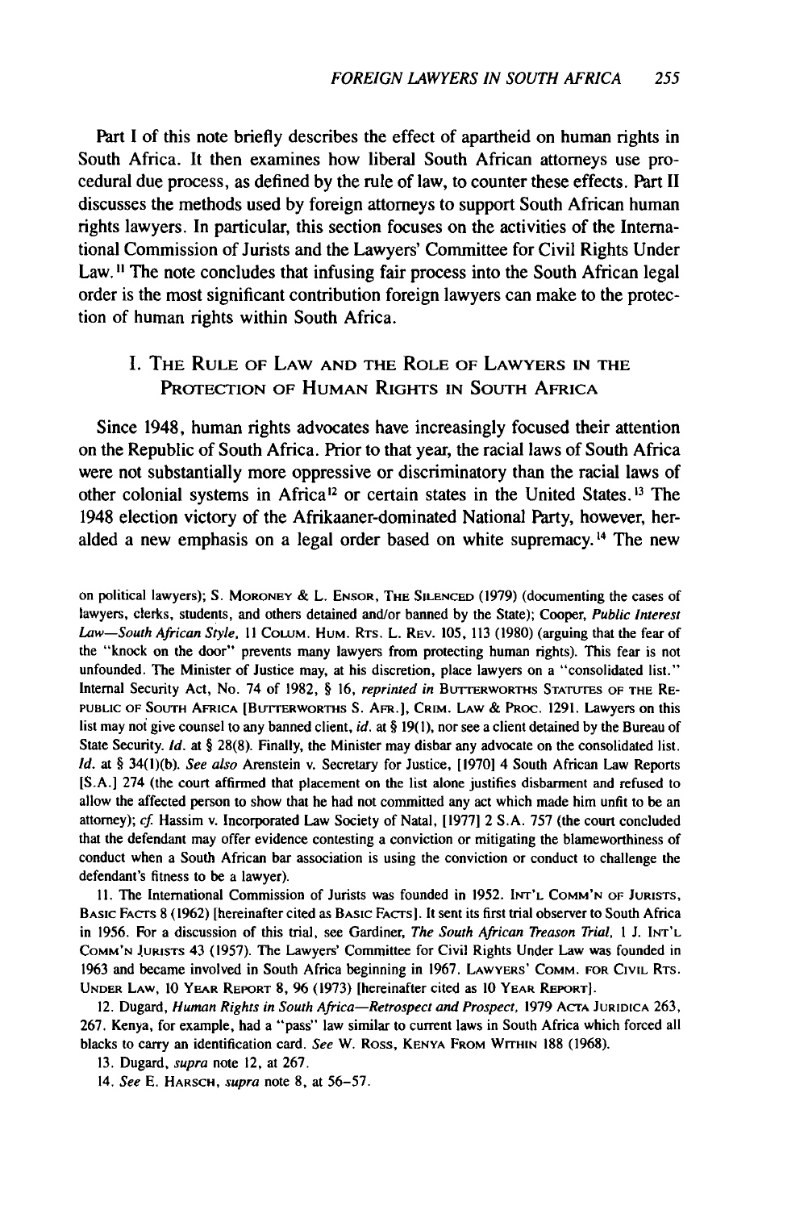Part I of this note briefly describes the effect of apartheid on human rights in South Africa. It then examines how liberal South African attorneys use procedural due process, as defined by the rule of law, to counter these effects. Part II discusses the methods used by foreign attorneys to support South African human rights lawyers. In particular, this section focuses on the activities of the International Commission of Jurists and the Lawyers' Committee for Civil Rights Under Law.[11] The note concludes that infusing fair process into the South African legal order is the most significant contribution foreign lawyers can make to the protection of human rights within South Africa.

## I. The Rule of Law and the Role of Lawyers in the Protection of Human Rights in South Africa

Since 1948, human rights advocates have increasingly focused their attention on the Republic of South Africa. Prior to that year, the racial laws of South Africa were not substantially more oppressive or discriminatory than the racial laws of other colonial systems in Africa[12] or certain states in the United States.[13] The 1948 election victory of the Afrikaaner-dominated National Party, however, heralded a new emphasis on a legal order based on white supremacy.[14] The new

---

on political lawyers); S. Moroney & L. Ensor, The Silenced (1979) (documenting the cases of lawyers, clerks, students, and others detained and/or banned by the State); Cooper, *Public Interest Law—South African Style*, 11 Colum. Hum. Rts. L. Rev. 105, 113 (1980) (arguing that the fear of the "knock on the door" prevents many lawyers from protecting human rights). This fear is not unfounded. The Minister of Justice may, at his discretion, place lawyers on a "consolidated list." Internal Security Act, No. 74 of 1982, § 16, *reprinted in* Butterworths Statutes of the Republic of South Africa [Butterworths S. Afr.], Crim. Law & Proc. 1291. Lawyers on this list may not give counsel to any banned client, *id.* at § 19(1), nor see a client detained by the Bureau of State Security. *Id.* at § 28(8). Finally, the Minister may disbar any advocate on the consolidated list. *Id.* at § 34(1)(b). *See also* Arenstein v. Secretary for Justice, [1970] 4 South African Law Reports [S.A.] 274 (the court affirmed that placement on the list alone justifies disbarment and refused to allow the affected person to show that he had not committed any act which made him unfit to be an attorney); *cf.* Hassim v. Incorporated Law Society of Natal, [1977] 2 S.A. 757 (the court concluded that the defendant may offer evidence contesting a conviction or mitigating the blameworthiness of conduct when a South African bar association is using the conviction or conduct to challenge the defendant's fitness to be a lawyer).

11. The International Commission of Jurists was founded in 1952. Int'l Comm'n of Jurists, Basic Facts 8 (1962) [hereinafter cited as Basic Facts]. It sent its first trial observer to South Africa in 1956. For a discussion of this trial, see Gardiner, *The South African Treason Trial*, 1 J. Int'l Comm'n Jurists 43 (1957). The Lawyers' Committee for Civil Rights Under Law was founded in 1963 and became involved in South Africa beginning in 1967. Lawyers' Comm. for Civil Rts. Under Law, 10 Year Report 8, 96 (1973) [hereinafter cited as 10 Year Report].

12. Dugard, *Human Rights in South Africa—Retrospect and Prospect*, 1979 Acta Juridica 263, 267. Kenya, for example, had a "pass" law similar to current laws in South Africa which forced all blacks to carry an identification card. *See* W. Ross, Kenya From Within 188 (1968).

13. Dugard, *supra* note 12, at 267.

14. *See* E. Harsch, *supra* note 8, at 56–57.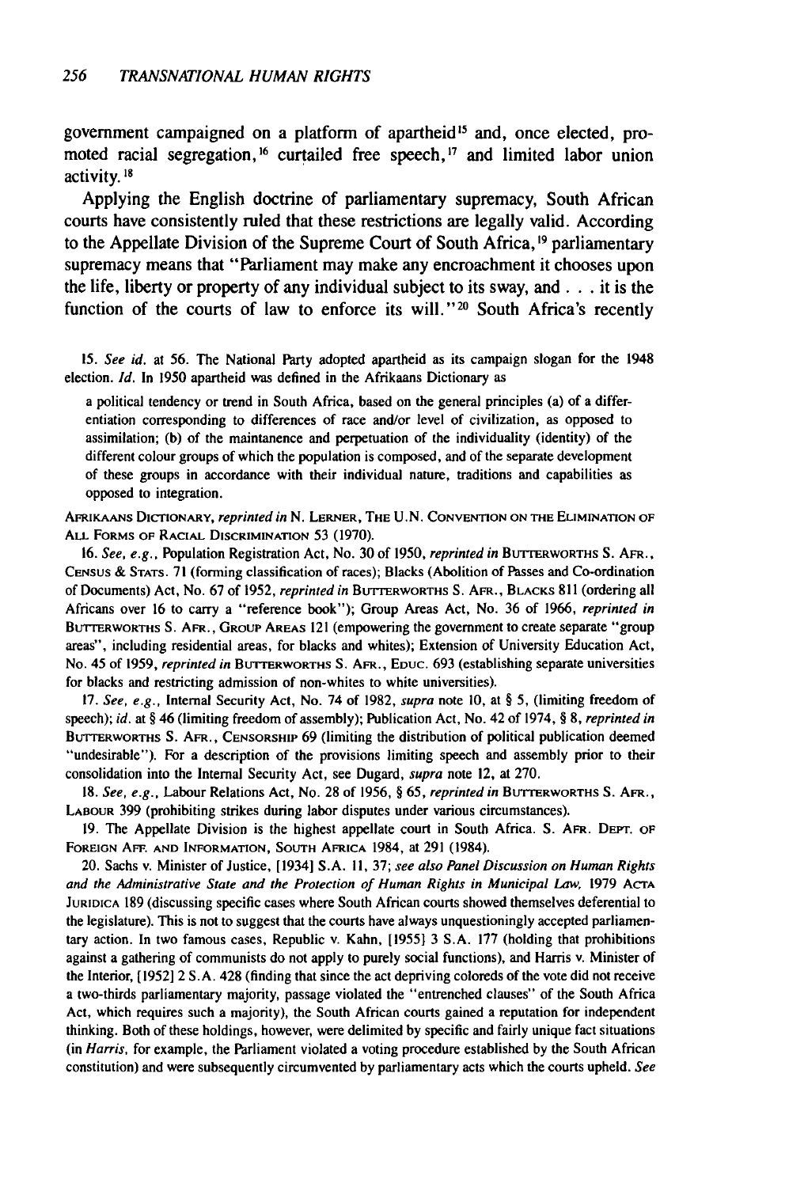government campaigned on a platform of apartheid[15] and, once elected, promoted racial segregation,[16] curtailed free speech,[17] and limited labor union activity.[18]

Applying the English doctrine of parliamentary supremacy, South African courts have consistently ruled that these restrictions are legally valid. According to the Appellate Division of the Supreme Court of South Africa,[19] parliamentary supremacy means that "Parliament may make any encroachment it chooses upon the life, liberty or property of any individual subject to its sway, and . . . it is the function of the courts of law to enforce its will."[20] South Africa's recently

---

15. *See id.* at 56. The National Party adopted apartheid as its campaign slogan for the 1948 election. *Id.* In 1950 apartheid was defined in the Afrikaans Dictionary as

> a political tendency or trend in South Africa, based on the general principles (a) of a differentiation corresponding to differences of race and/or level of civilization, as opposed to assimilation; (b) of the maintanence and perpetuation of the individuality (identity) of the different colour groups of which the population is composed, and of the separate development of these groups in accordance with their individual nature, traditions and capabilities as opposed to integration.

AFRIKAANS DICTIONARY, *reprinted in* N. LERNER, THE U.N. CONVENTION ON THE ELIMINATION OF ALL FORMS OF RACIAL DISCRIMINATION 53 (1970).

16. *See, e.g.*, Population Registration Act, No. 30 of 1950, *reprinted in* BUTTERWORTHS S. AFR., CENSUS & STATS. 71 (forming classification of races); Blacks (Abolition of Passes and Co-ordination of Documents) Act, No. 67 of 1952, *reprinted in* BUTTERWORTHS S. AFR., BLACKS 811 (ordering all Africans over 16 to carry a "reference book"); Group Areas Act, No. 36 of 1966, *reprinted in* BUTTERWORTHS S. AFR., GROUP AREAS 121 (empowering the government to create separate "group areas", including residential areas, for blacks and whites); Extension of University Education Act, No. 45 of 1959, *reprinted in* BUTTERWORTHS S. AFR., EDUC. 693 (establishing separate universities for blacks and restricting admission of non-whites to white universities).

17. *See, e.g.*, Internal Security Act, No. 74 of 1982, *supra* note 10, at § 5, (limiting freedom of speech); *id.* at § 46 (limiting freedom of assembly); Publication Act, No. 42 of 1974, § 8, *reprinted in* BUTTERWORTHS S. AFR., CENSORSHIP 69 (limiting the distribution of political publication deemed "undesirable"). For a description of the provisions limiting speech and assembly prior to their consolidation into the Internal Security Act, see Dugard, *supra* note 12, at 270.

18. *See, e.g.*, Labour Relations Act, No. 28 of 1956, § 65, *reprinted in* BUTTERWORTHS S. AFR., LABOUR 399 (prohibiting strikes during labor disputes under various circumstances).

19. The Appellate Division is the highest appellate court in South Africa. S. AFR. DEPT. OF FOREIGN AFF. AND INFORMATION, SOUTH AFRICA 1984, at 291 (1984).

20. Sachs v. Minister of Justice, [1934] S.A. 11, 37; *see also Panel Discussion on Human Rights and the Administrative State and the Protection of Human Rights in Municipal Law*, 1979 ACTA JURIDICA 189 (discussing specific cases where South African courts showed themselves deferential to the legislature). This is not to suggest that the courts have always unquestioningly accepted parliamentary action. In two famous cases, Republic v. Kahn, [1955] 3 S.A. 177 (holding that prohibitions against a gathering of communists do not apply to purely social functions), and Harris v. Minister of the Interior, [1952] 2 S.A. 428 (finding that since the act depriving coloreds of the vote did not receive a two-thirds parliamentary majority, passage violated the "entrenched clauses" of the South Africa Act, which requires such a majority), the South African courts gained a reputation for independent thinking. Both of these holdings, however, were delimited by specific and fairly unique fact situations (in *Harris*, for example, the Parliament violated a voting procedure established by the South African constitution) and were subsequently circumvented by parliamentary acts which the courts upheld. *See*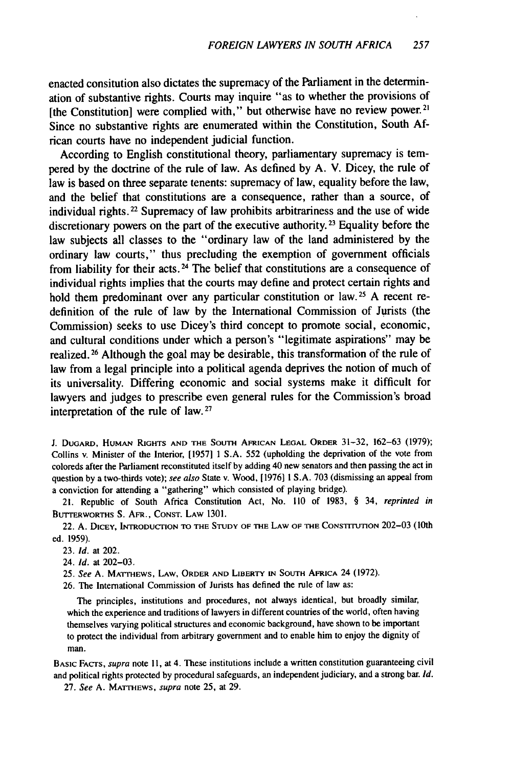enacted consitution also dictates the supremacy of the Parliament in the determination of substantive rights. Courts may inquire "as to whether the provisions of [the Constitution] were complied with," but otherwise have no review power.[21] Since no substantive rights are enumerated within the Constitution, South African courts have no independent judicial function.

According to English constitutional theory, parliamentary supremacy is tempered by the doctrine of the rule of law. As defined by A. V. Dicey, the rule of law is based on three separate tenents: supremacy of law, equality before the law, and the belief that constitutions are a consequence, rather than a source, of individual rights.[22] Supremacy of law prohibits arbitrariness and the use of wide discretionary powers on the part of the executive authority.[23] Equality before the law subjects all classes to the "ordinary law of the land administered by the ordinary law courts," thus precluding the exemption of government officials from liability for their acts.[24] The belief that constitutions are a consequence of individual rights implies that the courts may define and protect certain rights and hold them predominant over any particular constitution or law.[25] A recent redefinition of the rule of law by the International Commission of Jurists (the Commission) seeks to use Dicey's third concept to promote social, economic, and cultural conditions under which a person's "legitimate aspirations" may be realized.[26] Although the goal may be desirable, this transformation of the rule of law from a legal principle into a political agenda deprives the notion of much of its universality. Differing economic and social systems make it difficult for lawyers and judges to prescribe even general rules for the Commission's broad interpretation of the rule of law.[27]

---

J. Dugard, Human Rights and the South African Legal Order 31–32, 162–63 (1979); Collins v. Minister of the Interior, [1957] 1 S.A. 552 (upholding the deprivation of the vote from coloreds after the Parliament reconstituted itself by adding 40 new senators and then passing the act in question by a two-thirds vote); *see also* State v. Wood, [1976] 1 S.A. 703 (dismissing an appeal from a conviction for attending a "gathering" which consisted of playing bridge).

21. Republic of South Africa Constitution Act, No. 110 of 1983, § 34, *reprinted in* Butterworths S. Afr., Const. Law 1301.

22. A. Dicey, Introduction to the Study of the Law of the Constitution 202–03 (10th ed. 1959).

23. *Id.* at 202.

24. *Id.* at 202–03.

25. *See* A. Matthews, Law, Order and Liberty in South Africa 24 (1972).

26. The International Commission of Jurists has defined the rule of law as:

> The principles, institutions and procedures, not always identical, but broadly similar, which the experience and traditions of lawyers in different countries of the world, often having themselves varying political structures and economic background, have shown to be important to protect the individual from arbitrary government and to enable him to enjoy the dignity of man.

Basic Facts, *supra* note 11, at 4. These institutions include a written constitution guaranteeing civil and political rights protected by procedural safeguards, an independent judiciary, and a strong bar. *Id.*

27. *See* A. Matthews, *supra* note 25, at 29.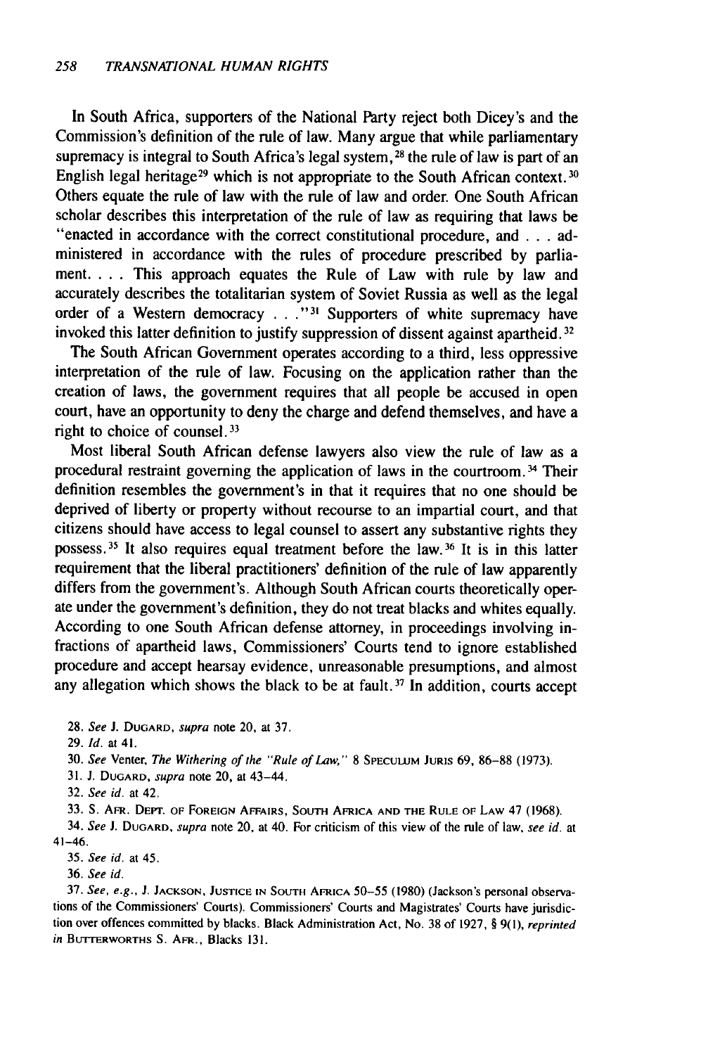In South Africa, supporters of the National Party reject both Dicey's and the Commission's definition of the rule of law. Many argue that while parliamentary supremacy is integral to South Africa's legal system,[28] the rule of law is part of an English legal heritage[29] which is not appropriate to the South African context.[30] Others equate the rule of law with the rule of law and order. One South African scholar describes this interpretation of the rule of law as requiring that laws be "enacted in accordance with the correct constitutional procedure, and . . . administered in accordance with the rules of procedure prescribed by parliament. . . . This approach equates the Rule of Law with rule by law and accurately describes the totalitarian system of Soviet Russia as well as the legal order of a Western democracy . . ."[31] Supporters of white supremacy have invoked this latter definition to justify suppression of dissent against apartheid.[32]

The South African Government operates according to a third, less oppressive interpretation of the rule of law. Focusing on the application rather than the creation of laws, the government requires that all people be accused in open court, have an opportunity to deny the charge and defend themselves, and have a right to choice of counsel.[33]

Most liberal South African defense lawyers also view the rule of law as a procedural restraint governing the application of laws in the courtroom.[34] Their definition resembles the government's in that it requires that no one should be deprived of liberty or property without recourse to an impartial court, and that citizens should have access to legal counsel to assert any substantive rights they possess.[35] It also requires equal treatment before the law.[36] It is in this latter requirement that the liberal practitioners' definition of the rule of law apparently differs from the government's. Although South African courts theoretically operate under the government's definition, they do not treat blacks and whites equally. According to one South African defense attorney, in proceedings involving infractions of apartheid laws, Commissioners' Courts tend to ignore established procedure and accept hearsay evidence, unreasonable presumptions, and almost any allegation which shows the black to be at fault.[37] In addition, courts accept

28. *See* J. Dugard, *supra* note 20, at 37.

29. *Id.* at 41.

30. *See* Venter, *The Withering of the "Rule of Law,"* 8 Speculum Juris 69, 86–88 (1973).

31. J. Dugard, *supra* note 20, at 43–44.

32. *See id.* at 42.

33. S. Afr. Dept. of Foreign Affairs, South Africa and the Rule of Law 47 (1968).

34. *See* J. Dugard, *supra* note 20, at 40. For criticism of this view of the rule of law, *see id.* at 41–46.

35. *See id.* at 45.

36. *See id.*

37. *See, e.g.*, J. Jackson, Justice in South Africa 50–55 (1980) (Jackson's personal observations of the Commissioners' Courts). Commissioners' Courts and Magistrates' Courts have jurisdiction over offences committed by blacks. Black Administration Act, No. 38 of 1927, § 9(1), *reprinted in* Butterworths S. Afr., Blacks 131.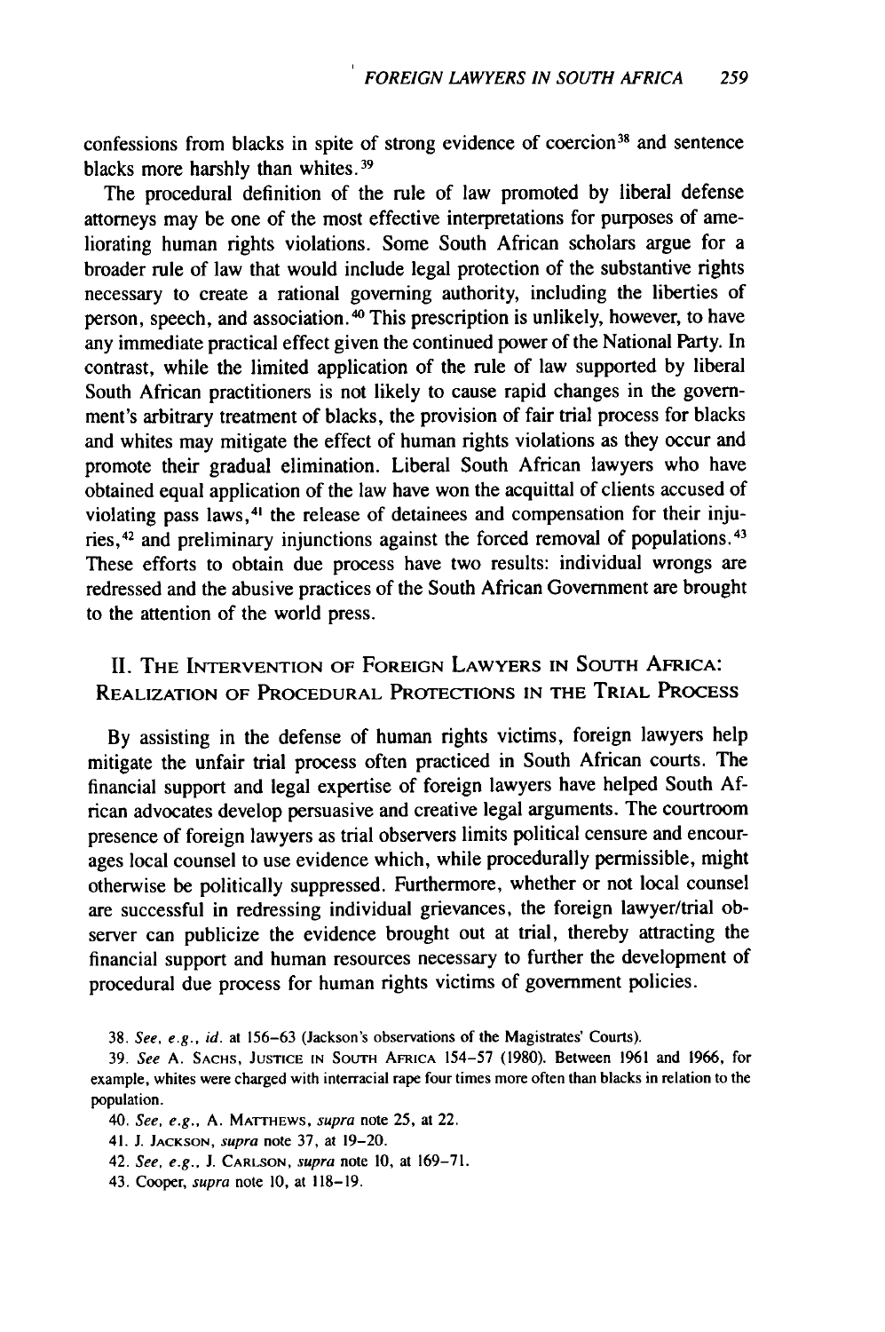confessions from blacks in spite of strong evidence of coercion[38] and sentence blacks more harshly than whites.[39]

The procedural definition of the rule of law promoted by liberal defense attorneys may be one of the most effective interpretations for purposes of ameliorating human rights violations. Some South African scholars argue for a broader rule of law that would include legal protection of the substantive rights necessary to create a rational governing authority, including the liberties of person, speech, and association.[40] This prescription is unlikely, however, to have any immediate practical effect given the continued power of the National Party. In contrast, while the limited application of the rule of law supported by liberal South African practitioners is not likely to cause rapid changes in the government's arbitrary treatment of blacks, the provision of fair trial process for blacks and whites may mitigate the effect of human rights violations as they occur and promote their gradual elimination. Liberal South African lawyers who have obtained equal application of the law have won the acquittal of clients accused of violating pass laws,[41] the release of detainees and compensation for their injuries,[42] and preliminary injunctions against the forced removal of populations.[43] These efforts to obtain due process have two results: individual wrongs are redressed and the abusive practices of the South African Government are brought to the attention of the world press.

## II. The Intervention of Foreign Lawyers in South Africa: Realization of Procedural Protections in the Trial Process

By assisting in the defense of human rights victims, foreign lawyers help mitigate the unfair trial process often practiced in South African courts. The financial support and legal expertise of foreign lawyers have helped South African advocates develop persuasive and creative legal arguments. The courtroom presence of foreign lawyers as trial observers limits political censure and encourages local counsel to use evidence which, while procedurally permissible, might otherwise be politically suppressed. Furthermore, whether or not local counsel are successful in redressing individual grievances, the foreign lawyer/trial observer can publicize the evidence brought out at trial, thereby attracting the financial support and human resources necessary to further the development of procedural due process for human rights victims of government policies.

---

38. *See, e.g., id.* at 156–63 (Jackson's observations of the Magistrates' Courts).

39. *See* A. Sachs, Justice in South Africa 154–57 (1980). Between 1961 and 1966, for example, whites were charged with interracial rape four times more often than blacks in relation to the population.

40. *See, e.g.,* A. Matthews, *supra* note 25, at 22.

41. J. Jackson, *supra* note 37, at 19–20.

42. *See, e.g.,* J. Carlson, *supra* note 10, at 169–71.

43. Cooper, *supra* note 10, at 118–19.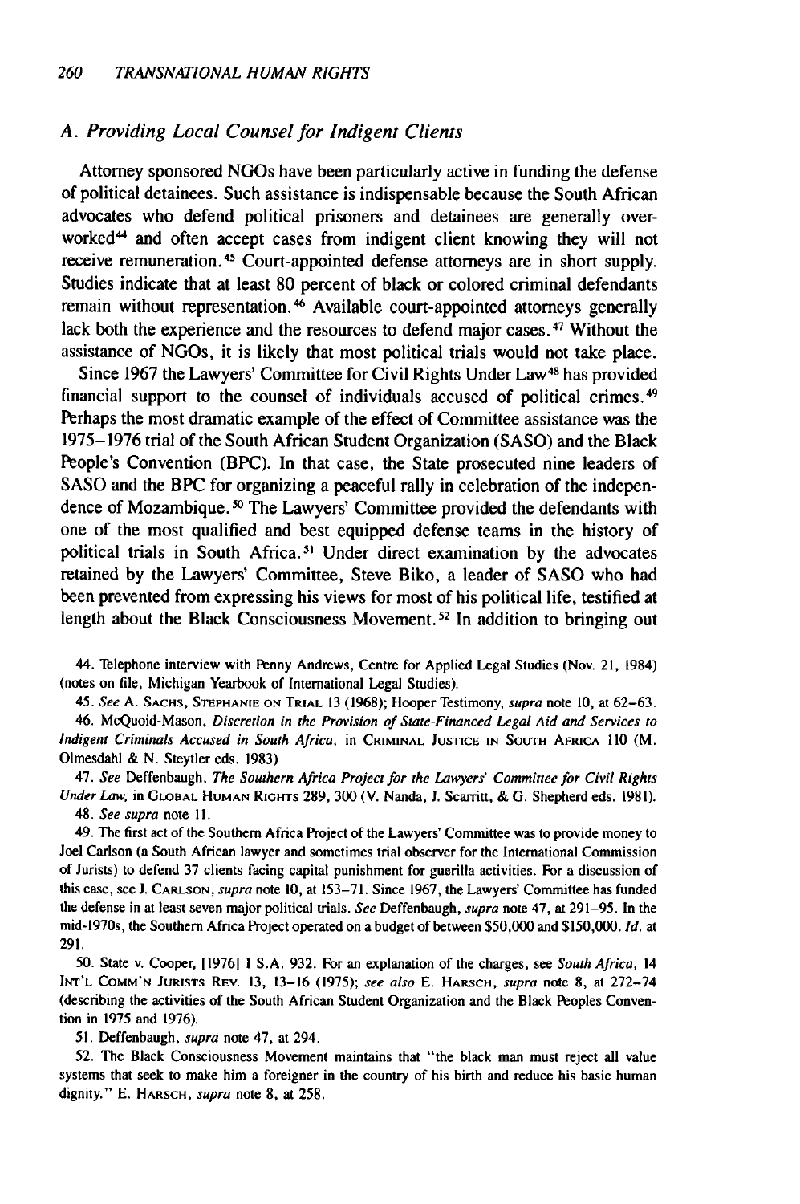### A. Providing Local Counsel for Indigent Clients

Attorney sponsored NGOs have been particularly active in funding the defense of political detainees. Such assistance is indispensable because the South African advocates who defend political prisoners and detainees are generally overworked[44] and often accept cases from indigent client knowing they will not receive remuneration.[45] Court-appointed defense attorneys are in short supply. Studies indicate that at least 80 percent of black or colored criminal defendants remain without representation.[46] Available court-appointed attorneys generally lack both the experience and the resources to defend major cases.[47] Without the assistance of NGOs, it is likely that most political trials would not take place.

Since 1967 the Lawyers' Committee for Civil Rights Under Law[48] has provided financial support to the counsel of individuals accused of political crimes.[49] Perhaps the most dramatic example of the effect of Committee assistance was the 1975–1976 trial of the South African Student Organization (SASO) and the Black People's Convention (BPC). In that case, the State prosecuted nine leaders of SASO and the BPC for organizing a peaceful rally in celebration of the independence of Mozambique.[50] The Lawyers' Committee provided the defendants with one of the most qualified and best equipped defense teams in the history of political trials in South Africa.[51] Under direct examination by the advocates retained by the Lawyers' Committee, Steve Biko, a leader of SASO who had been prevented from expressing his views for most of his political life, testified at length about the Black Consciousness Movement.[52] In addition to bringing out

44. Telephone interview with Penny Andrews, Centre for Applied Legal Studies (Nov. 21, 1984) (notes on file, Michigan Yearbook of International Legal Studies).

45. *See* A. SACHS, STEPHANIE ON TRIAL 13 (1968); Hooper Testimony, *supra* note 10, at 62–63.

46. McQuoid-Mason, *Discretion in the Provision of State-Financed Legal Aid and Services to Indigent Criminals Accused in South Africa*, in CRIMINAL JUSTICE IN SOUTH AFRICA 110 (M. Olmesdahl & N. Steytler eds. 1983)

47. *See* Deffenbaugh, *The Southern Africa Project for the Lawyers' Committee for Civil Rights Under Law*, in GLOBAL HUMAN RIGHTS 289, 300 (V. Nanda, J. Scarritt, & G. Shepherd eds. 1981).

48. *See supra* note 11.

49. The first act of the Southern Africa Project of the Lawyers' Committee was to provide money to Joel Carlson (a South African lawyer and sometimes trial observer for the International Commission of Jurists) to defend 37 clients facing capital punishment for guerilla activities. For a discussion of this case, see J. CARLSON, *supra* note 10, at 153–71. Since 1967, the Lawyers' Committee has funded the defense in at least seven major political trials. *See* Deffenbaugh, *supra* note 47, at 291–95. In the mid-1970s, the Southern Africa Project operated on a budget of between $50,000 and $150,000. *Id.* at 291.

50. State v. Cooper, [1976] 1 S.A. 932. For an explanation of the charges, see *South Africa*, 14 INT'L COMM'N JURISTS REV. 13, 13–16 (1975); *see also* E. HARSCH, *supra* note 8, at 272–74 (describing the activities of the South African Student Organization and the Black Peoples Convention in 1975 and 1976).

51. Deffenbaugh, *supra* note 47, at 294.

52. The Black Consciousness Movement maintains that "the black man must reject all value systems that seek to make him a foreigner in the country of his birth and reduce his basic human dignity." E. HARSCH, *supra* note 8, at 258.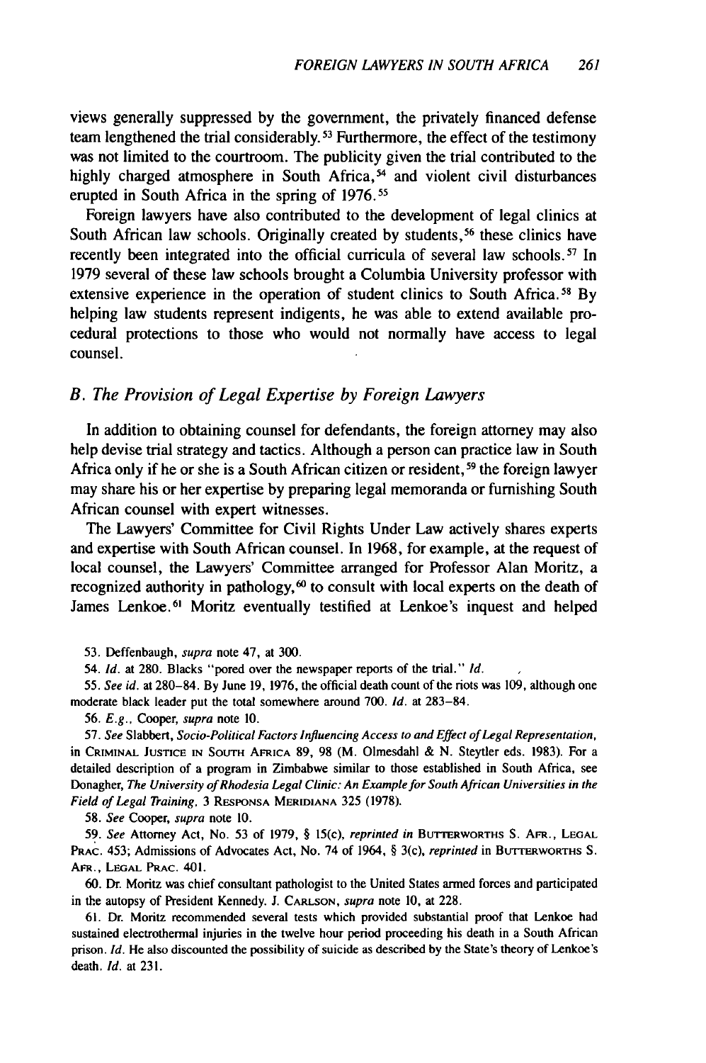views generally suppressed by the government, the privately financed defense team lengthened the trial considerably.[53] Furthermore, the effect of the testimony was not limited to the courtroom. The publicity given the trial contributed to the highly charged atmosphere in South Africa,[54] and violent civil disturbances erupted in South Africa in the spring of 1976.[55]

Foreign lawyers have also contributed to the development of legal clinics at South African law schools. Originally created by students,[56] these clinics have recently been integrated into the official curricula of several law schools.[57] In 1979 several of these law schools brought a Columbia University professor with extensive experience in the operation of student clinics to South Africa.[58] By helping law students represent indigents, he was able to extend available procedural protections to those who would not normally have access to legal counsel.

## *B. The Provision of Legal Expertise by Foreign Lawyers*

In addition to obtaining counsel for defendants, the foreign attorney may also help devise trial strategy and tactics. Although a person can practice law in South Africa only if he or she is a South African citizen or resident,[59] the foreign lawyer may share his or her expertise by preparing legal memoranda or furnishing South African counsel with expert witnesses.

The Lawyers' Committee for Civil Rights Under Law actively shares experts and expertise with South African counsel. In 1968, for example, at the request of local counsel, the Lawyers' Committee arranged for Professor Alan Moritz, a recognized authority in pathology,[60] to consult with local experts on the death of James Lenkoe.[61] Moritz eventually testified at Lenkoe's inquest and helped

53. Deffenbaugh, *supra* note 47, at 300.

54. *Id.* at 280. Blacks "pored over the newspaper reports of the trial." *Id.*

55. *See id.* at 280–84. By June 19, 1976, the official death count of the riots was 109, although one moderate black leader put the total somewhere around 700. *Id.* at 283–84.

56. *E.g.*, Cooper, *supra* note 10.

57. *See* Slabbert, *Socio-Political Factors Influencing Access to and Effect of Legal Representation*, in CRIMINAL JUSTICE IN SOUTH AFRICA 89, 98 (M. Olmesdahl & N. Steytler eds. 1983). For a detailed description of a program in Zimbabwe similar to those established in South Africa, see Donagher, *The University of Rhodesia Legal Clinic: An Example for South African Universities in the Field of Legal Training*, 3 RESPONSA MERIDIANA 325 (1978).

58. *See* Cooper, *supra* note 10.

59. *See* Attorney Act, No. 53 of 1979, § 15(c), *reprinted in* BUTTERWORTHS S. AFR., LEGAL PRAC. 453; Admissions of Advocates Act, No. 74 of 1964, § 3(c), *reprinted* in BUTTERWORTHS S. AFR., LEGAL PRAC. 401.

60. Dr. Moritz was chief consultant pathologist to the United States armed forces and participated in the autopsy of President Kennedy. J. CARLSON, *supra* note 10, at 228.

61. Dr. Moritz recommended several tests which provided substantial proof that Lenkoe had sustained electrothermal injuries in the twelve hour period proceeding his death in a South African prison. *Id.* He also discounted the possibility of suicide as described by the State's theory of Lenkoe's death. *Id.* at 231.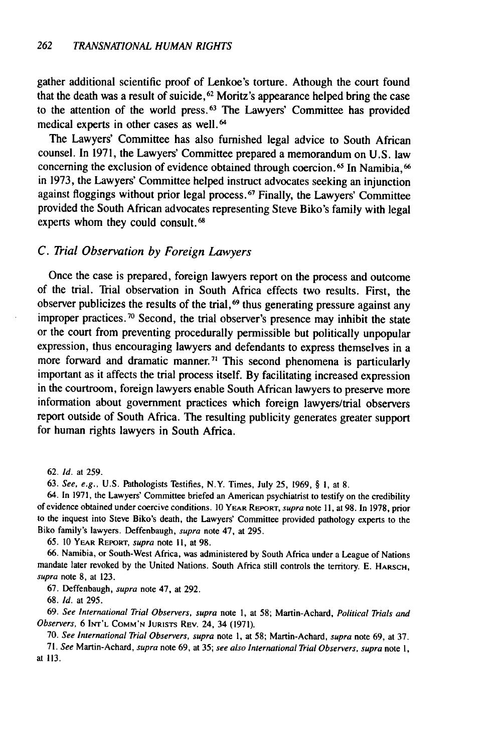gather additional scientific proof of Lenkoe's torture. Athough the court found that the death was a result of suicide,[62] Moritz's appearance helped bring the case to the attention of the world press.[63] The Lawyers' Committee has provided medical experts in other cases as well.[64]

The Lawyers' Committee has also furnished legal advice to South African counsel. In 1971, the Lawyers' Committee prepared a memorandum on U.S. law concerning the exclusion of evidence obtained through coercion.[65] In Namibia,[66] in 1973, the Lawyers' Committee helped instruct advocates seeking an injunction against floggings without prior legal process.[67] Finally, the Lawyers' Committee provided the South African advocates representing Steve Biko's family with legal experts whom they could consult.[68]

### C. *Trial Observation by Foreign Lawyers*

Once the case is prepared, foreign lawyers report on the process and outcome of the trial. Trial observation in South Africa effects two results. First, the observer publicizes the results of the trial,[69] thus generating pressure against any improper practices.[70] Second, the trial observer's presence may inhibit the state or the court from preventing procedurally permissible but politically unpopular expression, thus encouraging lawyers and defendants to express themselves in a more forward and dramatic manner.[71] This second phenomena is particularly important as it affects the trial process itself. By facilitating increased expression in the courtroom, foreign lawyers enable South African lawyers to preserve more information about government practices which foreign lawyers/trial observers report outside of South Africa. The resulting publicity generates greater support for human rights lawyers in South Africa.

62. *Id.* at 259.

63. *See, e.g.*, U.S. Pathologists Testifies, N.Y. Times, July 25, 1969, § 1, at 8.

64. In 1971, the Lawyers' Committee briefed an American psychiatrist to testify on the credibility of evidence obtained under coercive conditions. 10 YEAR REPORT, *supra* note 11, at 98. In 1978, prior to the inquest into Steve Biko's death, the Lawyers' Committee provided pathology experts to the Biko family's lawyers. Deffenbaugh, *supra* note 47, at 295.

65. 10 YEAR REPORT, *supra* note 11, at 98.

66. Namibia, or South-West Africa, was administered by South Africa under a League of Nations mandate later revoked by the United Nations. South Africa still controls the territory. E. HARSCH, *supra* note 8, at 123.

67. Deffenbaugh, *supra* note 47, at 292.

68. *Id.* at 295.

69. *See International Trial Observers, supra* note 1, at 58; Martin-Achard, *Political Trials and Observers*, 6 INT'L COMM'N JURISTS REV. 24, 34 (1971).

70. *See International Trial Observers, supra* note 1, at 58; Martin-Achard, *supra* note 69, at 37.

71. *See* Martin-Achard, *supra* note 69, at 35; *see also International Trial Observers, supra* note 1, at 113.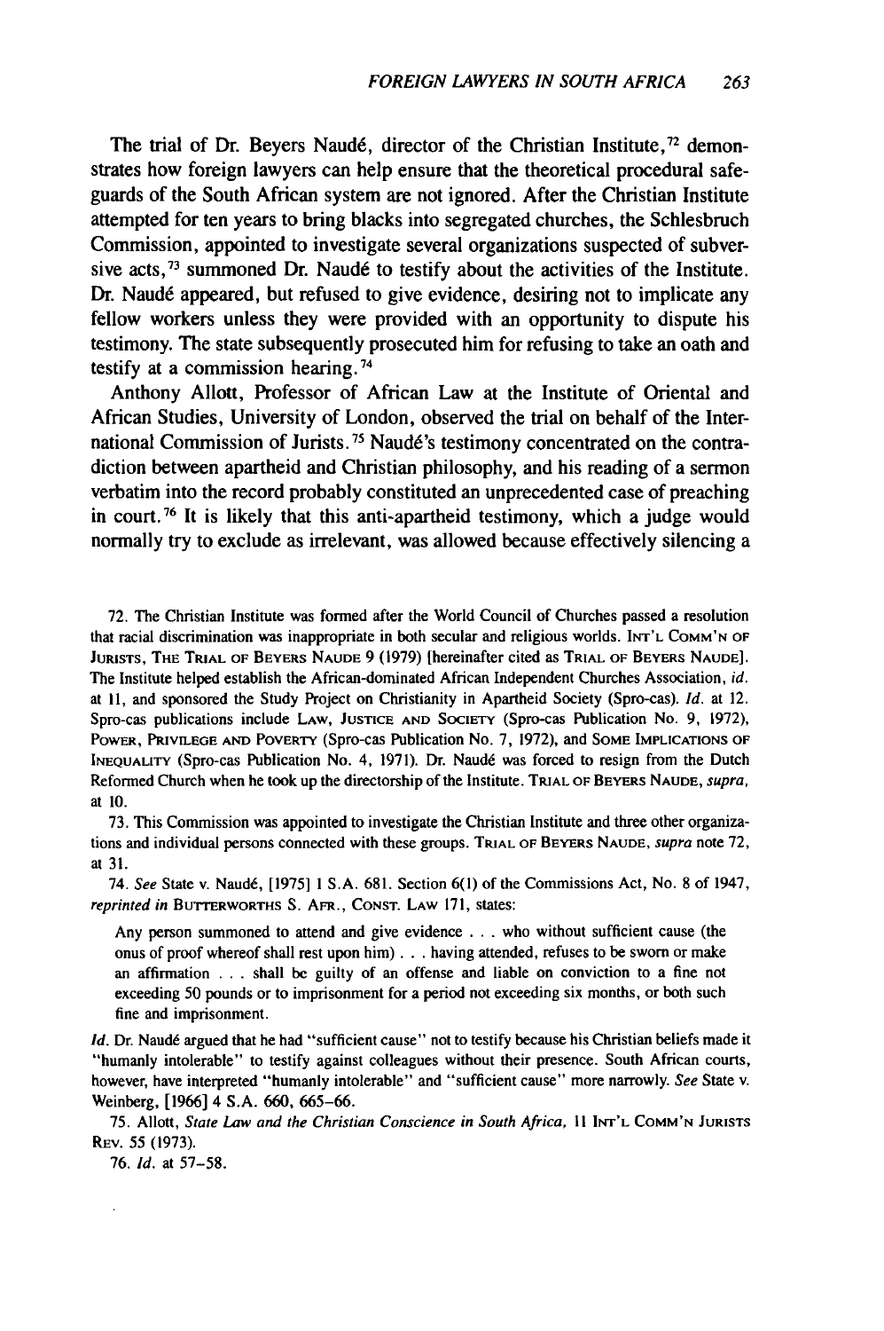The trial of Dr. Beyers Naudé, director of the Christian Institute,[72] demonstrates how foreign lawyers can help ensure that the theoretical procedural safeguards of the South African system are not ignored. After the Christian Institute attempted for ten years to bring blacks into segregated churches, the Schlesbruch Commission, appointed to investigate several organizations suspected of subversive acts,[73] summoned Dr. Naudé to testify about the activities of the Institute. Dr. Naudé appeared, but refused to give evidence, desiring not to implicate any fellow workers unless they were provided with an opportunity to dispute his testimony. The state subsequently prosecuted him for refusing to take an oath and testify at a commission hearing.[74]

Anthony Allott, Professor of African Law at the Institute of Oriental and African Studies, University of London, observed the trial on behalf of the International Commission of Jurists.[75] Naudé's testimony concentrated on the contradiction between apartheid and Christian philosophy, and his reading of a sermon verbatim into the record probably constituted an unprecedented case of preaching in court.[76] It is likely that this anti-apartheid testimony, which a judge would normally try to exclude as irrelevant, was allowed because effectively silencing a

72. The Christian Institute was formed after the World Council of Churches passed a resolution that racial discrimination was inappropriate in both secular and religious worlds. INT'L COMM'N OF JURISTS, THE TRIAL OF BEYERS NAUDE 9 (1979) [hereinafter cited as TRIAL OF BEYERS NAUDE]. The Institute helped establish the African-dominated African Independent Churches Association, *id.* at 11, and sponsored the Study Project on Christianity in Apartheid Society (Spro-cas). *Id.* at 12. Spro-cas publications include LAW, JUSTICE AND SOCIETY (Spro-cas Publication No. 9, 1972), POWER, PRIVILEGE AND POVERTY (Spro-cas Publication No. 7, 1972), and SOME IMPLICATIONS OF INEQUALITY (Spro-cas Publication No. 4, 1971). Dr. Naudé was forced to resign from the Dutch Reformed Church when he took up the directorship of the Institute. TRIAL OF BEYERS NAUDE, *supra*, at 10.

73. This Commission was appointed to investigate the Christian Institute and three other organizations and individual persons connected with these groups. TRIAL OF BEYERS NAUDE, *supra* note 72, at 31.

74. *See* State v. Naudé, [1975] 1 S.A. 681. Section 6(1) of the Commissions Act, No. 8 of 1947, *reprinted in* BUTTERWORTHS S. AFR., CONST. LAW 171, states:

> Any person summoned to attend and give evidence . . . who without sufficient cause (the onus of proof whereof shall rest upon him) . . . having attended, refuses to be sworn or make an affirmation . . . shall be guilty of an offense and liable on conviction to a fine not exceeding 50 pounds or to imprisonment for a period not exceeding six months, or both such fine and imprisonment.

*Id.* Dr. Naudé argued that he had "sufficient cause" not to testify because his Christian beliefs made it "humanly intolerable" to testify against colleagues without their presence. South African courts, however, have interpreted "humanly intolerable" and "sufficient cause" more narrowly. *See* State v. Weinberg, [1966] 4 S.A. 660, 665–66.

75. Allott, *State Law and the Christian Conscience in South Africa*, 11 INT'L COMM'N JURISTS REV. 55 (1973).

76. *Id.* at 57–58.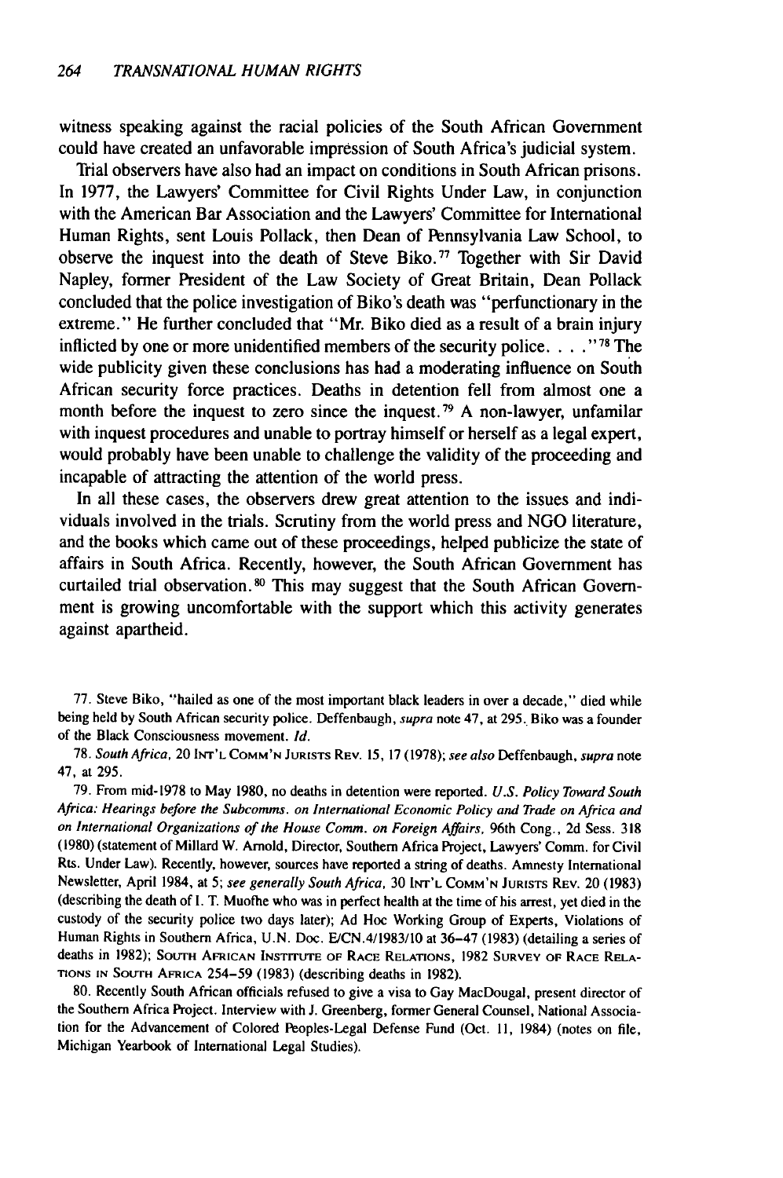witness speaking against the racial policies of the South African Government could have created an unfavorable impression of South Africa's judicial system.

Trial observers have also had an impact on conditions in South African prisons. In 1977, the Lawyers' Committee for Civil Rights Under Law, in conjunction with the American Bar Association and the Lawyers' Committee for International Human Rights, sent Louis Pollack, then Dean of Pennsylvania Law School, to observe the inquest into the death of Steve Biko.[77] Together with Sir David Napley, former President of the Law Society of Great Britain, Dean Pollack concluded that the police investigation of Biko's death was "perfunctionary in the extreme." He further concluded that "Mr. Biko died as a result of a brain injury inflicted by one or more unidentified members of the security police. . . ."[78] The wide publicity given these conclusions has had a moderating influence on South African security force practices. Deaths in detention fell from almost one a month before the inquest to zero since the inquest.[79] A non-lawyer, unfamilar with inquest procedures and unable to portray himself or herself as a legal expert, would probably have been unable to challenge the validity of the proceeding and incapable of attracting the attention of the world press.

In all these cases, the observers drew great attention to the issues and individuals involved in the trials. Scrutiny from the world press and NGO literature, and the books which came out of these proceedings, helped publicize the state of affairs in South Africa. Recently, however, the South African Government has curtailed trial observation.[80] This may suggest that the South African Government is growing uncomfortable with the support which this activity generates against apartheid.

---

77. Steve Biko, "hailed as one of the most important black leaders in over a decade," died while being held by South African security police. Deffenbaugh, *supra* note 47, at 295. Biko was a founder of the Black Consciousness movement. *Id.*

78. *South Africa*, 20 INT'L COMM'N JURISTS REV. 15, 17 (1978); *see also* Deffenbaugh, *supra* note 47, at 295.

79. From mid-1978 to May 1980, no deaths in detention were reported. *U.S. Policy Toward South Africa: Hearings before the Subcomms. on International Economic Policy and Trade on Africa and on International Organizations of the House Comm. on Foreign Affairs*, 96th Cong., 2d Sess. 318 (1980) (statement of Millard W. Arnold, Director, Southern Africa Project, Lawyers' Comm. for Civil Rts. Under Law). Recently, however, sources have reported a string of deaths. Amnesty International Newsletter, April 1984, at 5; *see generally South Africa*, 30 INT'L COMM'N JURISTS REV. 20 (1983) (describing the death of I. T. Muofhe who was in perfect health at the time of his arrest, yet died in the custody of the security police two days later); Ad Hoc Working Group of Experts, Violations of Human Rights in Southern Africa, U.N. Doc. E/CN.4/1983/10 at 36–47 (1983) (detailing a series of deaths in 1982); SOUTH AFRICAN INSTITUTE OF RACE RELATIONS, 1982 SURVEY OF RACE RELATIONS IN SOUTH AFRICA 254–59 (1983) (describing deaths in 1982).

80. Recently South African officials refused to give a visa to Gay MacDougal, present director of the Southern Africa Project. Interview with J. Greenberg, former General Counsel, National Association for the Advancement of Colored Peoples-Legal Defense Fund (Oct. 11, 1984) (notes on file, Michigan Yearbook of International Legal Studies).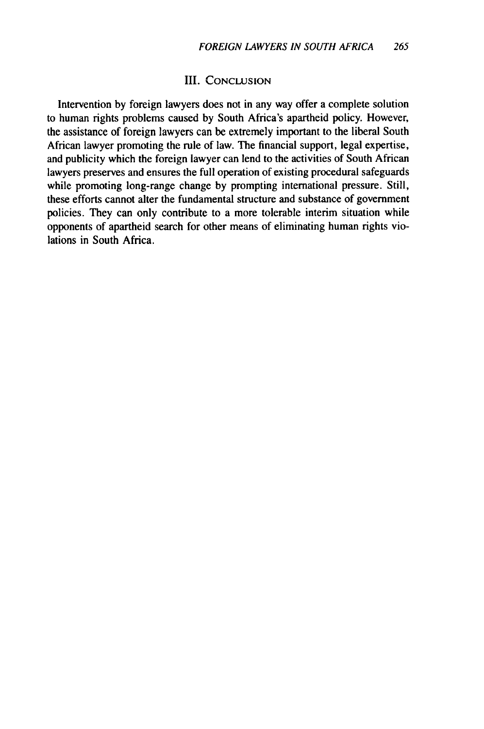## III. Conclusion

Intervention by foreign lawyers does not in any way offer a complete solution to human rights problems caused by South Africa's apartheid policy. However, the assistance of foreign lawyers can be extremely important to the liberal South African lawyer promoting the rule of law. The financial support, legal expertise, and publicity which the foreign lawyer can lend to the activities of South African lawyers preserves and ensures the full operation of existing procedural safeguards while promoting long-range change by prompting international pressure. Still, these efforts cannot alter the fundamental structure and substance of government policies. They can only contribute to a more tolerable interim situation while opponents of apartheid search for other means of eliminating human rights violations in South Africa.